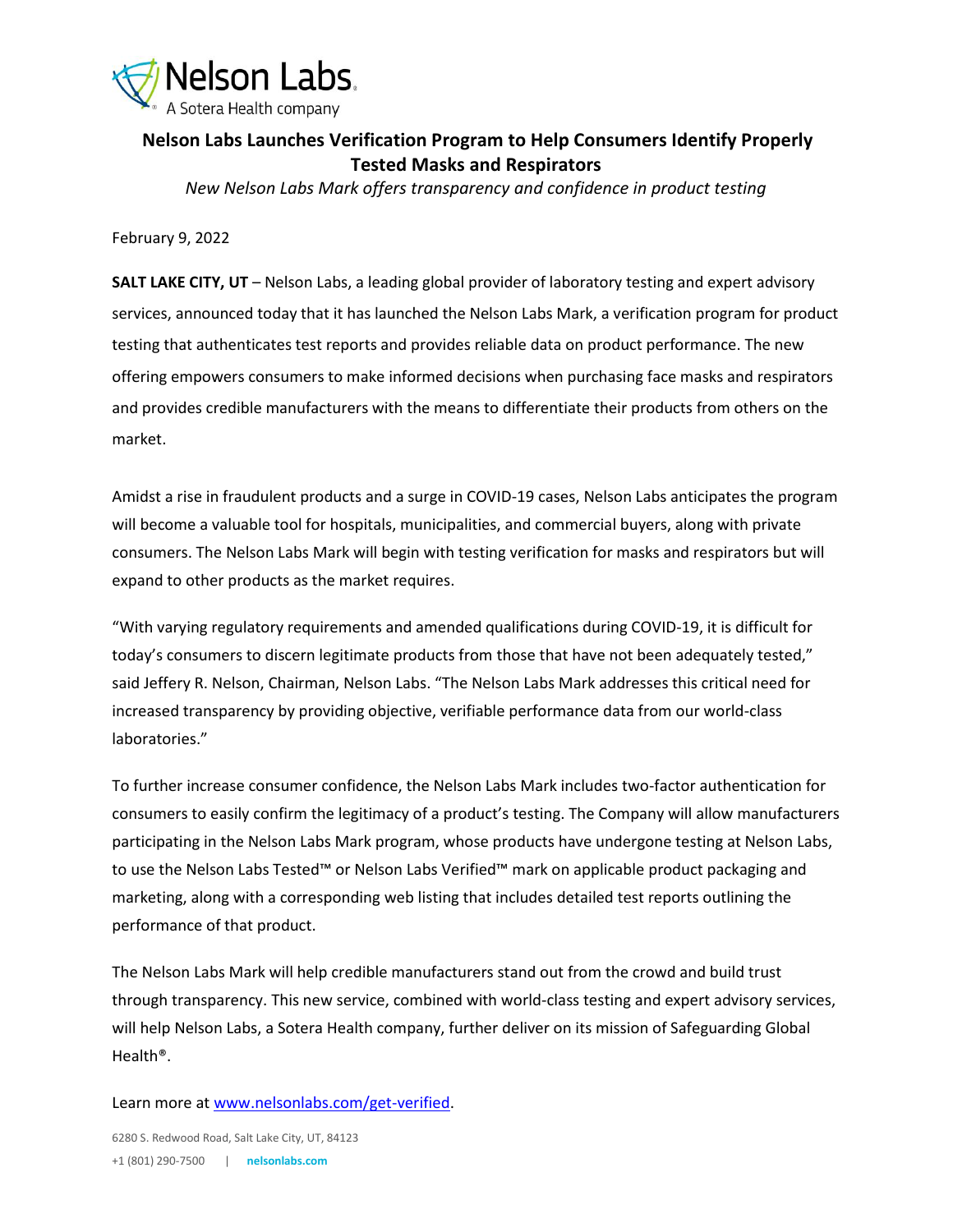Nelson Labs
A Sotera Health company

# Nelson Labs Launches Verification Program to Help Consumers Identify Properly Tested Masks and Respirators

*New Nelson Labs Mark offers transparency and confidence in product testing*

February 9, 2022

**SALT LAKE CITY, UT** – Nelson Labs, a leading global provider of laboratory testing and expert advisory services, announced today that it has launched the Nelson Labs Mark, a verification program for product testing that authenticates test reports and provides reliable data on product performance. The new offering empowers consumers to make informed decisions when purchasing face masks and respirators and provides credible manufacturers with the means to differentiate their products from others on the market.

Amidst a rise in fraudulent products and a surge in COVID-19 cases, Nelson Labs anticipates the program will become a valuable tool for hospitals, municipalities, and commercial buyers, along with private consumers. The Nelson Labs Mark will begin with testing verification for masks and respirators but will expand to other products as the market requires.

"With varying regulatory requirements and amended qualifications during COVID-19, it is difficult for today's consumers to discern legitimate products from those that have not been adequately tested," said Jeffery R. Nelson, Chairman, Nelson Labs. "The Nelson Labs Mark addresses this critical need for increased transparency by providing objective, verifiable performance data from our world-class laboratories."

To further increase consumer confidence, the Nelson Labs Mark includes two-factor authentication for consumers to easily confirm the legitimacy of a product's testing. The Company will allow manufacturers participating in the Nelson Labs Mark program, whose products have undergone testing at Nelson Labs, to use the Nelson Labs Tested™ or Nelson Labs Verified™ mark on applicable product packaging and marketing, along with a corresponding web listing that includes detailed test reports outlining the performance of that product.

The Nelson Labs Mark will help credible manufacturers stand out from the crowd and build trust through transparency. This new service, combined with world-class testing and expert advisory services, will help Nelson Labs, a Sotera Health company, further deliver on its mission of Safeguarding Global Health®.

Learn more at [www.nelsonlabs.com/get-verified](www.nelsonlabs.com/get-verified).

6280 S. Redwood Road, Salt Lake City, UT, 84123
+1 (801) 290-7500 | nelsonlabs.com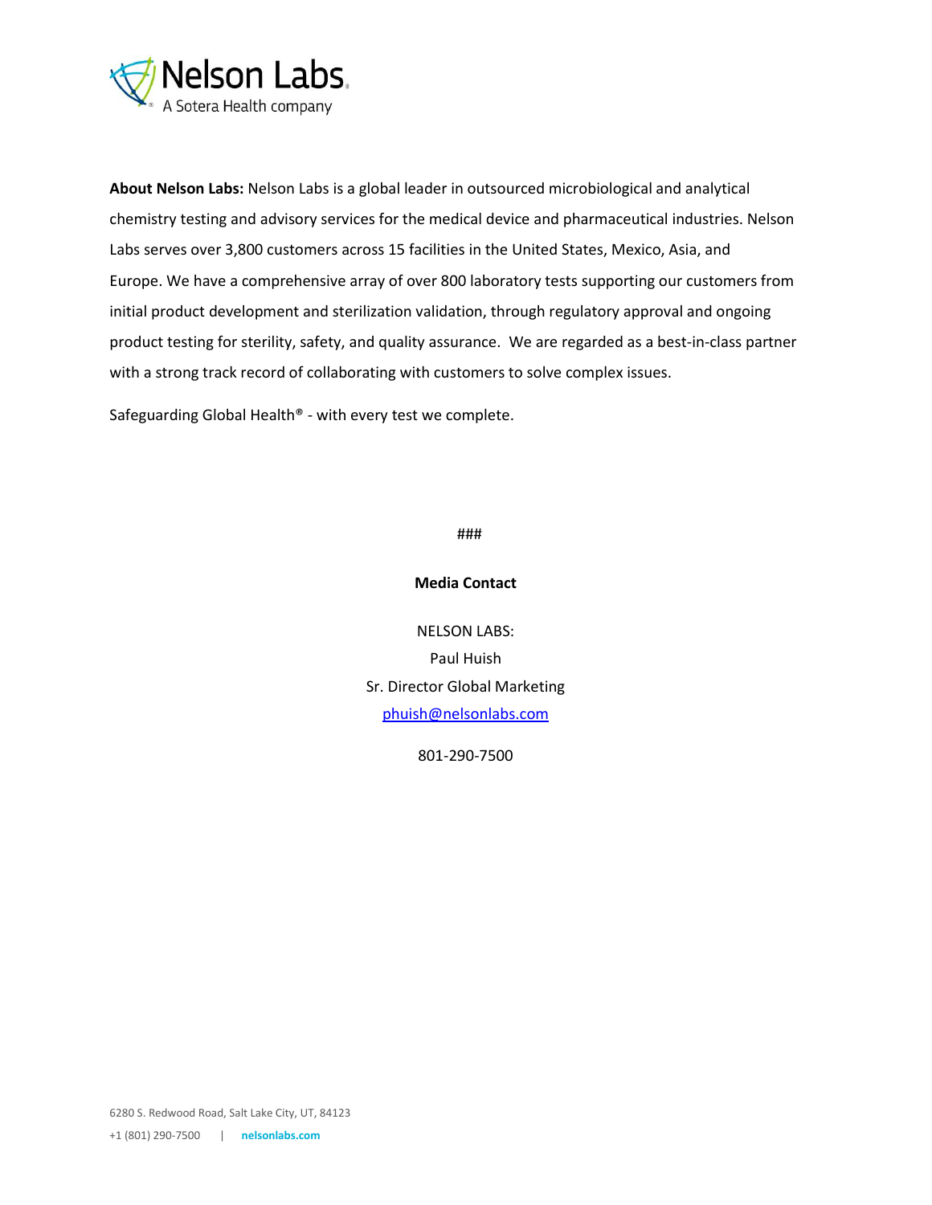**About Nelson Labs:** Nelson Labs is a global leader in outsourced microbiological and analytical chemistry testing and advisory services for the medical device and pharmaceutical industries. Nelson Labs serves over 3,800 customers across 15 facilities in the United States, Mexico, Asia, and Europe. We have a comprehensive array of over 800 laboratory tests supporting our customers from initial product development and sterilization validation, through regulatory approval and ongoing product testing for sterility, safety, and quality assurance.  We are regarded as a best-in-class partner with a strong track record of collaborating with customers to solve complex issues.

Safeguarding Global Health® - with every test we complete.

###

**Media Contact**

NELSON LABS:

Paul Huish

Sr. Director Global Marketing

phuish@nelsonlabs.com

801-290-7500

6280 S. Redwood Road, Salt Lake City, UT, 84123

+1 (801) 290-7500 | nelsonlabs.com